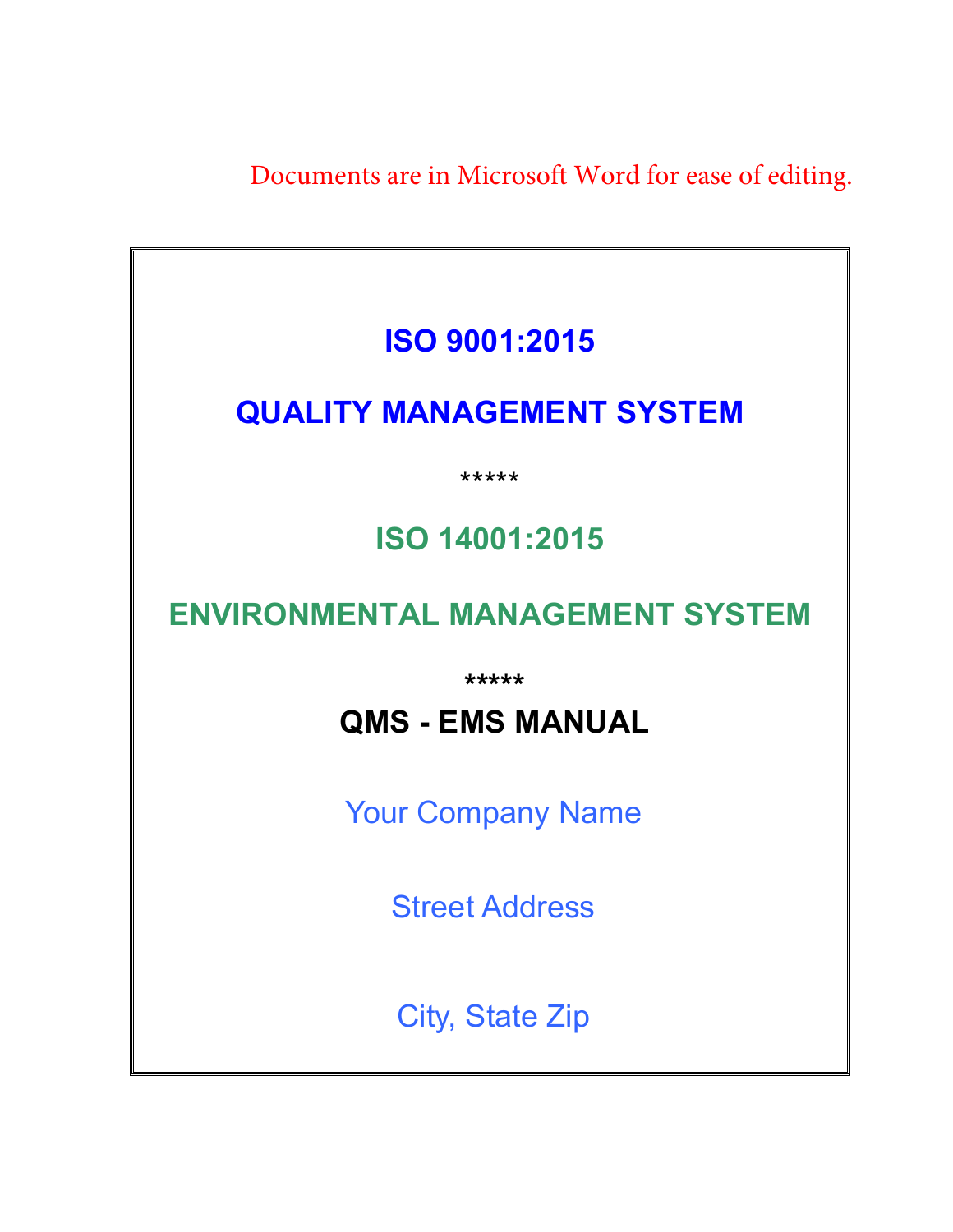Documents are in Microsoft Word for ease of editing.

# ISO 9001:2015

# QUALITY MANAGEMENT SYSTEM

*****

# ISO 14001:2015

# ENVIRONMENTAL MANAGEMENT SYSTEM

*****

# QMS - EMS MANUAL

Your Company Name

Street Address

City, State Zip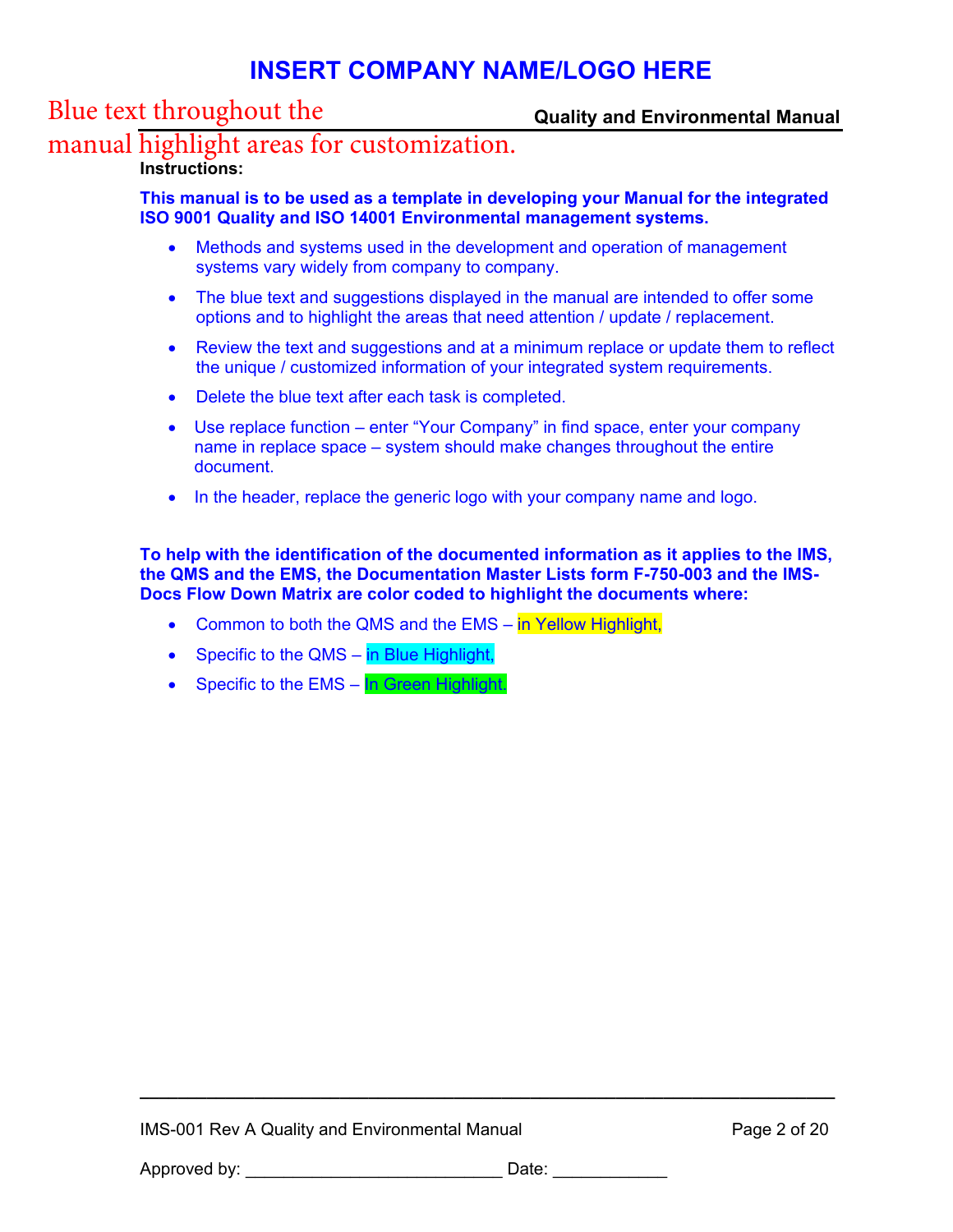Blue text throughout the manual highlight areas for customization.

**Instructions:**

**This manual is to be used as a template in developing your Manual for the integrated ISO 9001 Quality and ISO 14001 Environmental management systems.**

- Methods and systems used in the development and operation of management systems vary widely from company to company.
- The blue text and suggestions displayed in the manual are intended to offer some options and to highlight the areas that need attention / update / replacement.
- Review the text and suggestions and at a minimum replace or update them to reflect the unique / customized information of your integrated system requirements.
- Delete the blue text after each task is completed.
- Use replace function – enter “Your Company” in find space, enter your company name in replace space – system should make changes throughout the entire document.
- In the header, replace the generic logo with your company name and logo.

**To help with the identification of the documented information as it applies to the IMS, the QMS and the EMS, the Documentation Master Lists form F-750-003 and the IMS-Docs Flow Down Matrix are color coded to highlight the documents where:**

- Common to both the QMS and the EMS – in Yellow Highlight,
- Specific to the QMS – in Blue Highlight,
- Specific to the EMS – In Green Highlight.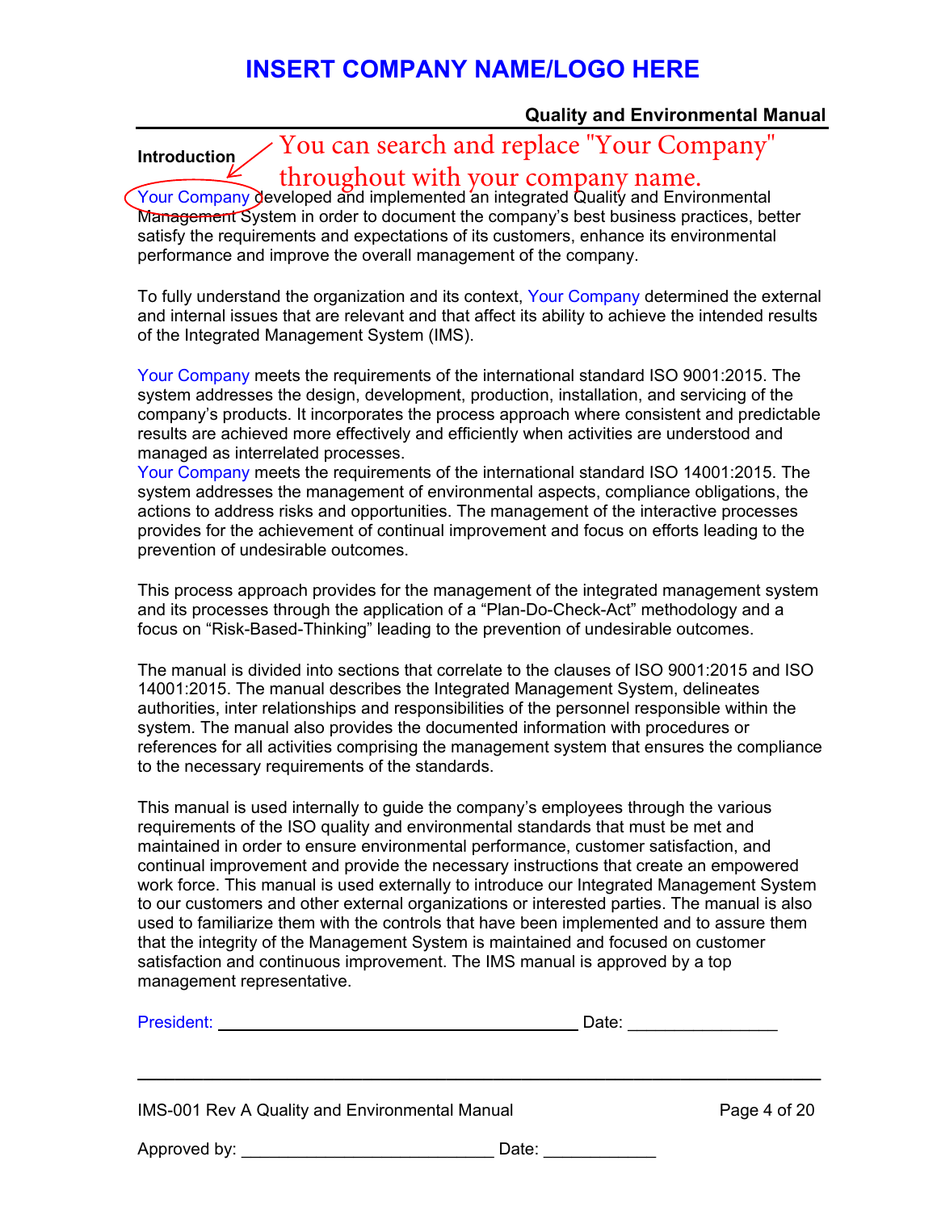# INSERT COMPANY NAME/LOGO HERE

## Quality and Environmental Manual

### Introduction

You can search and replace "Your Company" throughout with your company name.

Your Company developed and implemented an integrated Quality and Environmental Management System in order to document the company's best business practices, better satisfy the requirements and expectations of its customers, enhance its environmental performance and improve the overall management of the company.

To fully understand the organization and its context, Your Company determined the external and internal issues that are relevant and that affect its ability to achieve the intended results of the Integrated Management System (IMS).

Your Company meets the requirements of the international standard ISO 9001:2015. The system addresses the design, development, production, installation, and servicing of the company's products. It incorporates the process approach where consistent and predictable results are achieved more effectively and efficiently when activities are understood and managed as interrelated processes.
Your Company meets the requirements of the international standard ISO 14001:2015. The system addresses the management of environmental aspects, compliance obligations, the actions to address risks and opportunities. The management of the interactive processes provides for the achievement of continual improvement and focus on efforts leading to the prevention of undesirable outcomes.

This process approach provides for the management of the integrated management system and its processes through the application of a "Plan-Do-Check-Act" methodology and a focus on "Risk-Based-Thinking" leading to the prevention of undesirable outcomes.

The manual is divided into sections that correlate to the clauses of ISO 9001:2015 and ISO 14001:2015. The manual describes the Integrated Management System, delineates authorities, inter relationships and responsibilities of the personnel responsible within the system. The manual also provides the documented information with procedures or references for all activities comprising the management system that ensures the compliance to the necessary requirements of the standards.

This manual is used internally to guide the company's employees through the various requirements of the ISO quality and environmental standards that must be met and maintained in order to ensure environmental performance, customer satisfaction, and continual improvement and provide the necessary instructions that create an empowered work force. This manual is used externally to introduce our Integrated Management System to our customers and other external organizations or interested parties. The manual is also used to familiarize them with the controls that have been implemented and to assure them that the integrity of the Management System is maintained and focused on customer satisfaction and continuous improvement. The IMS manual is approved by a top management representative.

President: ________________________________________ Date: ________________

IMS-001 Rev A Quality and Environmental Manual

Approved by: ___________________________ Date: ____________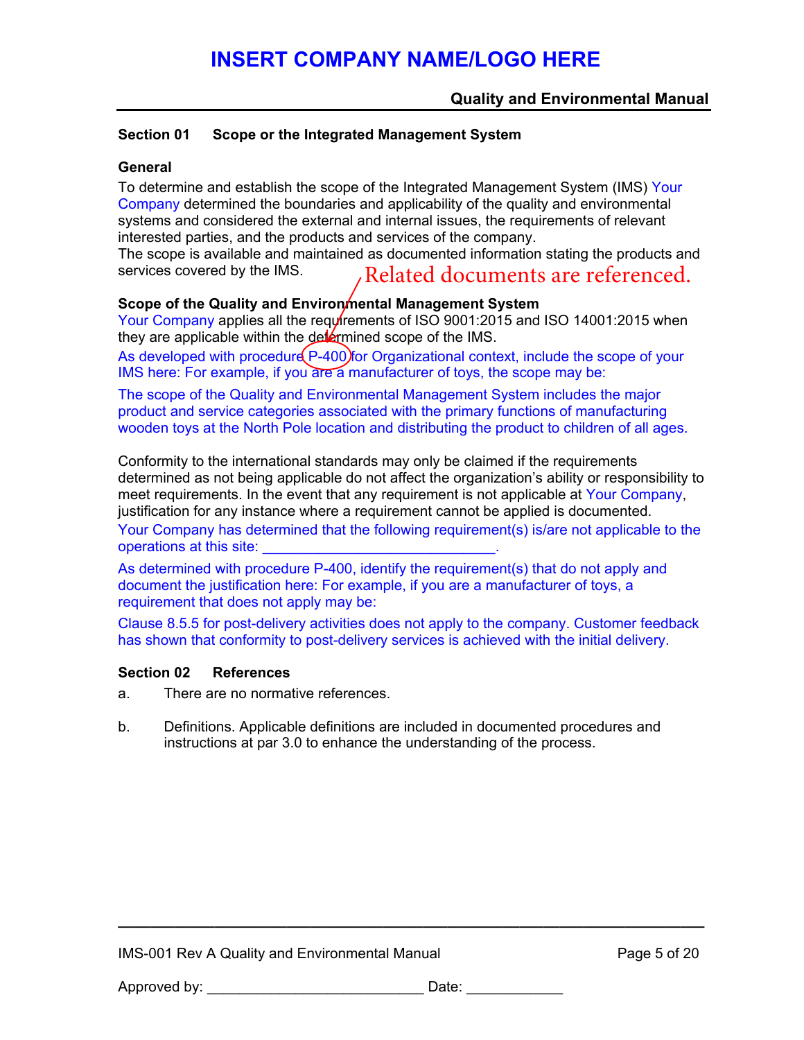## Section 01 Scope or the Integrated Management System

### General

To determine and establish the scope of the Integrated Management System (IMS) Your Company determined the boundaries and applicability of the quality and environmental systems and considered the external and internal issues, the requirements of relevant interested parties, and the products and services of the company.

The scope is available and maintained as documented information stating the products and services covered by the IMS.

Related documents are referenced.

### Scope of the Quality and Environmental Management System

Your Company applies all the requirements of ISO 9001:2015 and ISO 14001:2015 when they are applicable within the determined scope of the IMS.

As developed with procedure P-400 for Organizational context, include the scope of your IMS here: For example, if you are a manufacturer of toys, the scope may be:

The scope of the Quality and Environmental Management System includes the major product and service categories associated with the primary functions of manufacturing wooden toys at the North Pole location and distributing the product to children of all ages.

Conformity to the international standards may only be claimed if the requirements determined as not being applicable do not affect the organization's ability or responsibility to meet requirements. In the event that any requirement is not applicable at Your Company, justification for any instance where a requirement cannot be applied is documented.

Your Company has determined that the following requirement(s) is/are not applicable to the operations at this site: ____________________________.

As determined with procedure P-400, identify the requirement(s) that do not apply and document the justification here: For example, if you are a manufacturer of toys, a requirement that does not apply may be:

Clause 8.5.5 for post-delivery activities does not apply to the company. Customer feedback has shown that conformity to post-delivery services is achieved with the initial delivery.

## Section 02 References

a. There are no normative references.

b. Definitions. Applicable definitions are included in documented procedures and instructions at par 3.0 to enhance the understanding of the process.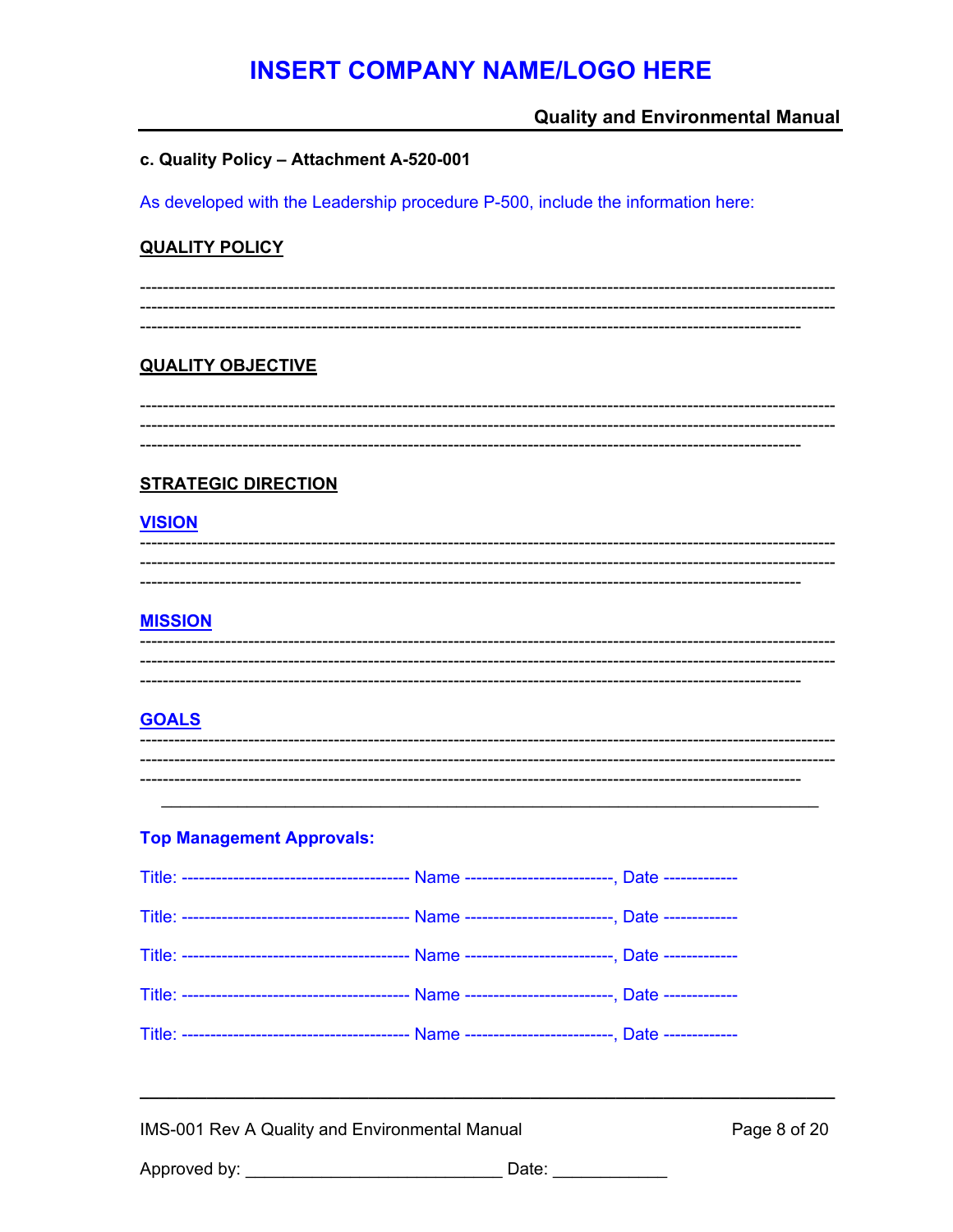**c. Quality Policy – Attachment A-520-001**

As developed with the Leadership procedure P-500, include the information here:

**QUALITY POLICY**

------------------------------------------------------------------------------------------------------------------------
------------------------------------------------------------------------------------------------------------------------
------------------------------------------------------------------------------------------------------------------

**QUALITY OBJECTIVE**

------------------------------------------------------------------------------------------------------------------------
------------------------------------------------------------------------------------------------------------------------
------------------------------------------------------------------------------------------------------------------

**STRATEGIC DIRECTION**

**VISION**

------------------------------------------------------------------------------------------------------------------------
------------------------------------------------------------------------------------------------------------------------
------------------------------------------------------------------------------------------------------------------

**MISSION**

------------------------------------------------------------------------------------------------------------------------
------------------------------------------------------------------------------------------------------------------------
------------------------------------------------------------------------------------------------------------------

**GOALS**

------------------------------------------------------------------------------------------------------------------------
------------------------------------------------------------------------------------------------------------------------
------------------------------------------------------------------------------------------------------------------

**Top Management Approvals:**

Title: ---------------------------------------- Name --------------------------, Date -------------

Title: ---------------------------------------- Name --------------------------, Date -------------

Title: ---------------------------------------- Name --------------------------, Date -------------

Title: ---------------------------------------- Name --------------------------, Date -------------

Title: ---------------------------------------- Name --------------------------, Date -------------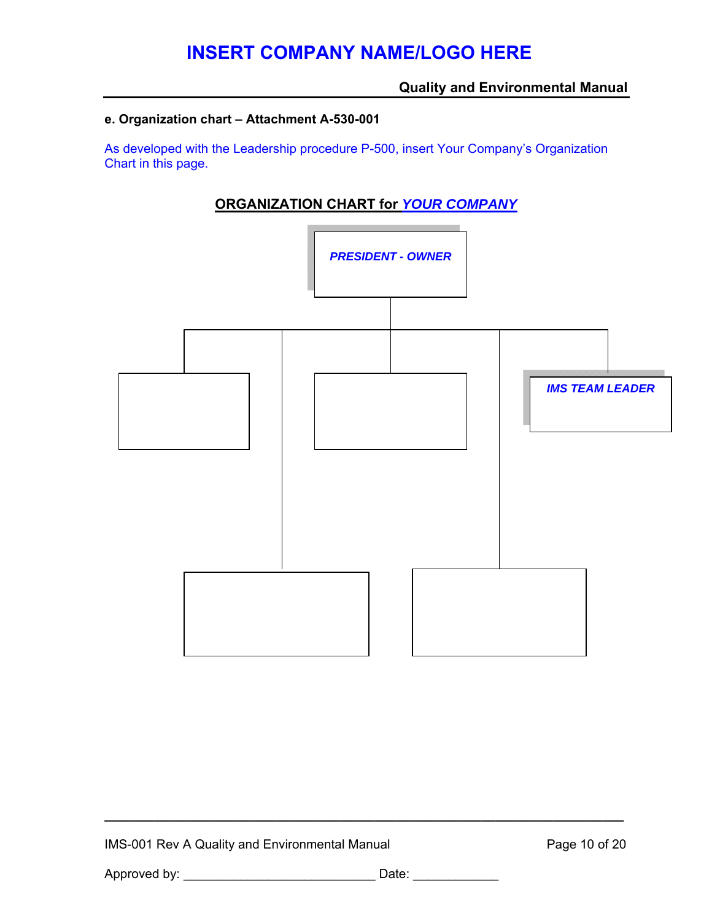**e. Organization chart – Attachment A-530-001**

As developed with the Leadership procedure P-500, insert Your Company's Organization Chart in this page.

**ORGANIZATION CHART for *YOUR COMPANY***

***PRESIDENT - OWNER***

***IMS TEAM LEADER***